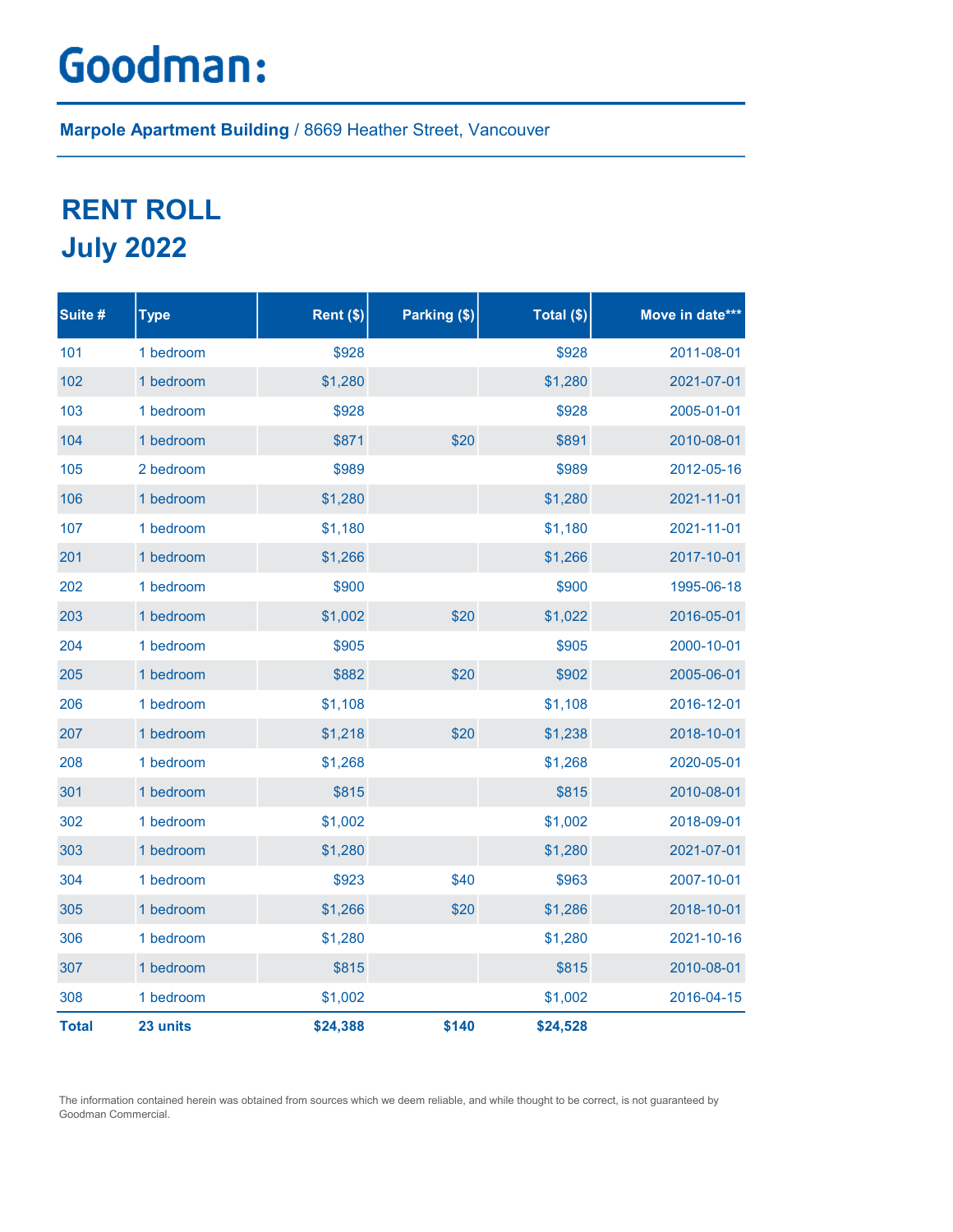# Goodman:

**Marpole Apartment Building** / 8669 Heather Street, Vancouver

## RENT ROLL
## July 2022

| Suite # | Type | Rent ($) | Parking ($) | Total ($) | Move in date*** |
|---|---|---|---|---|---|
| 101 | 1 bedroom | $928 | | $928 | 2011-08-01 |
| 102 | 1 bedroom | $1,280 | | $1,280 | 2021-07-01 |
| 103 | 1 bedroom | $928 | | $928 | 2005-01-01 |
| 104 | 1 bedroom | $871 | $20 | $891 | 2010-08-01 |
| 105 | 2 bedroom | $989 | | $989 | 2012-05-16 |
| 106 | 1 bedroom | $1,280 | | $1,280 | 2021-11-01 |
| 107 | 1 bedroom | $1,180 | | $1,180 | 2021-11-01 |
| 201 | 1 bedroom | $1,266 | | $1,266 | 2017-10-01 |
| 202 | 1 bedroom | $900 | | $900 | 1995-06-18 |
| 203 | 1 bedroom | $1,002 | $20 | $1,022 | 2016-05-01 |
| 204 | 1 bedroom | $905 | | $905 | 2000-10-01 |
| 205 | 1 bedroom | $882 | $20 | $902 | 2005-06-01 |
| 206 | 1 bedroom | $1,108 | | $1,108 | 2016-12-01 |
| 207 | 1 bedroom | $1,218 | $20 | $1,238 | 2018-10-01 |
| 208 | 1 bedroom | $1,268 | | $1,268 | 2020-05-01 |
| 301 | 1 bedroom | $815 | | $815 | 2010-08-01 |
| 302 | 1 bedroom | $1,002 | | $1,002 | 2018-09-01 |
| 303 | 1 bedroom | $1,280 | | $1,280 | 2021-07-01 |
| 304 | 1 bedroom | $923 | $40 | $963 | 2007-10-01 |
| 305 | 1 bedroom | $1,266 | $20 | $1,286 | 2018-10-01 |
| 306 | 1 bedroom | $1,280 | | $1,280 | 2021-10-16 |
| 307 | 1 bedroom | $815 | | $815 | 2010-08-01 |
| 308 | 1 bedroom | $1,002 | | $1,002 | 2016-04-15 |
| **Total** | **23 units** | **$24,388** | **$140** | **$24,528** | |

The information contained herein was obtained from sources which we deem reliable, and while thought to be correct, is not guaranteed by Goodman Commercial.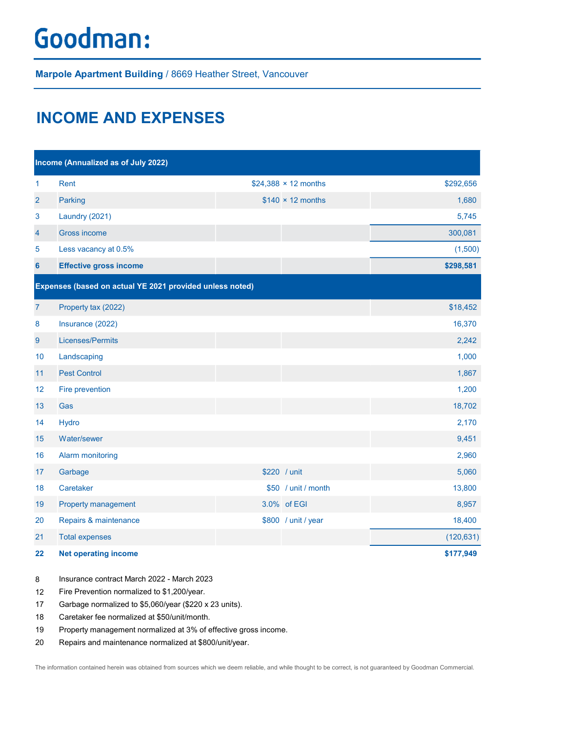# Goodman:

**Marpole Apartment Building** / 8669 Heather Street, Vancouver

## INCOME AND EXPENSES

| | | | | |
|---|---|---|---|---|
| **Income (Annualized as of July 2022)** | | | | |
| 1 | Rent | $24,388 | × 12 months | $292,656 |
| 2 | Parking | $140 | × 12 months | 1,680 |
| 3 | Laundry (2021) | | | 5,745 |
| 4 | Gross income | | | 300,081 |
| 5 | Less vacancy at 0.5% | | | (1,500) |
| **6** | **Effective gross income** | | | **$298,581** |
| **Expenses (based on actual YE 2021 provided unless noted)** | | | | |
| 7 | Property tax (2022) | | | $18,452 |
| 8 | Insurance (2022) | | | 16,370 |
| 9 | Licenses/Permits | | | 2,242 |
| 10 | Landscaping | | | 1,000 |
| 11 | Pest Control | | | 1,867 |
| 12 | Fire prevention | | | 1,200 |
| 13 | Gas | | | 18,702 |
| 14 | Hydro | | | 2,170 |
| 15 | Water/sewer | | | 9,451 |
| 16 | Alarm monitoring | | | 2,960 |
| 17 | Garbage | $220 | / unit | 5,060 |
| 18 | Caretaker | $50 | / unit / month | 13,800 |
| 19 | Property management | 3.0% | of EGI | 8,957 |
| 20 | Repairs & maintenance | $800 | / unit / year | 18,400 |
| 21 | Total expenses | | | (120,631) |
| **22** | **Net operating income** | | | **$177,949** |

8 Insurance contract March 2022 - March 2023

12 Fire Prevention normalized to $1,200/year.

17 Garbage normalized to $5,060/year ($220 x 23 units).

18 Caretaker fee normalized at $50/unit/month.

19 Property management normalized at 3% of effective gross income.

20 Repairs and maintenance normalized at $800/unit/year.

The information contained herein was obtained from sources which we deem reliable, and while thought to be correct, is not guaranteed by Goodman Commercial.